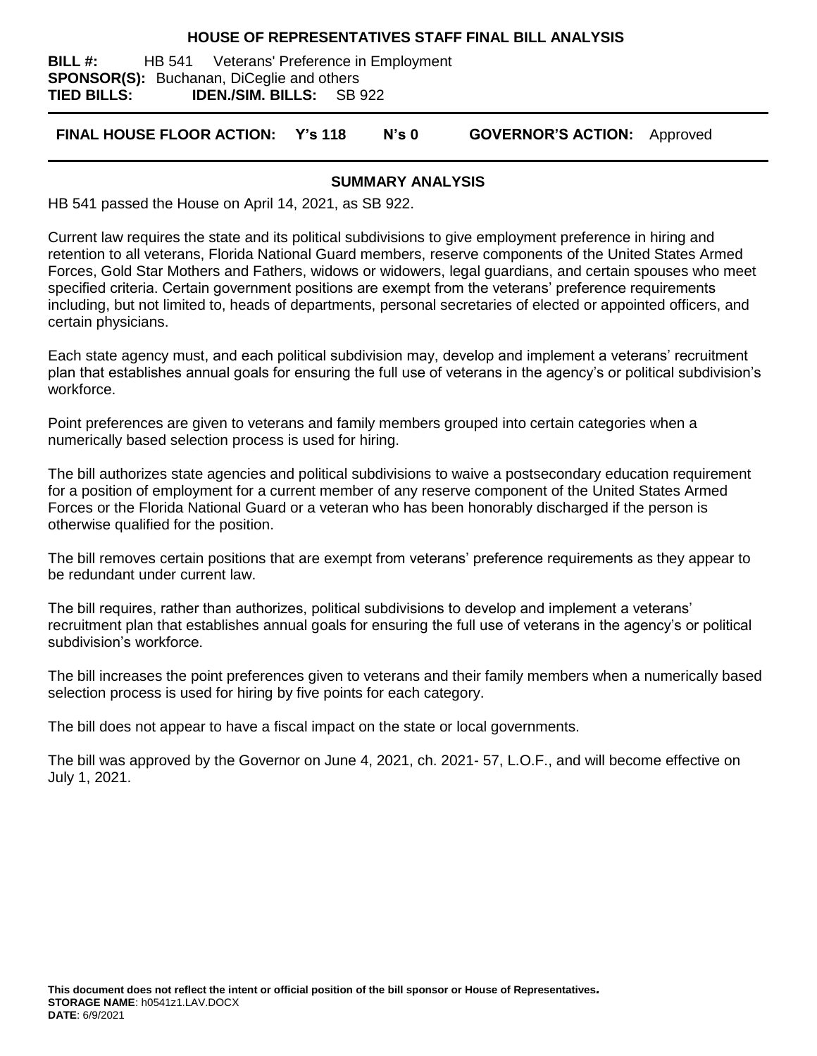# HOUSE OF REPRESENTATIVES STAFF FINAL BILL ANALYSIS

**BILL #:** HB 541 Veterans' Preference in Employment
**SPONSOR(S):** Buchanan, DiCeglie and others
**TIED BILLS:** **IDEN./SIM. BILLS:** SB 922

**FINAL HOUSE FLOOR ACTION: Y's 118 N's 0 GOVERNOR'S ACTION:** Approved

## SUMMARY ANALYSIS

HB 541 passed the House on April 14, 2021, as SB 922.

Current law requires the state and its political subdivisions to give employment preference in hiring and retention to all veterans, Florida National Guard members, reserve components of the United States Armed Forces, Gold Star Mothers and Fathers, widows or widowers, legal guardians, and certain spouses who meet specified criteria. Certain government positions are exempt from the veterans' preference requirements including, but not limited to, heads of departments, personal secretaries of elected or appointed officers, and certain physicians.

Each state agency must, and each political subdivision may, develop and implement a veterans' recruitment plan that establishes annual goals for ensuring the full use of veterans in the agency's or political subdivision's workforce.

Point preferences are given to veterans and family members grouped into certain categories when a numerically based selection process is used for hiring.

The bill authorizes state agencies and political subdivisions to waive a postsecondary education requirement for a position of employment for a current member of any reserve component of the United States Armed Forces or the Florida National Guard or a veteran who has been honorably discharged if the person is otherwise qualified for the position.

The bill removes certain positions that are exempt from veterans' preference requirements as they appear to be redundant under current law.

The bill requires, rather than authorizes, political subdivisions to develop and implement a veterans' recruitment plan that establishes annual goals for ensuring the full use of veterans in the agency's or political subdivision's workforce.

The bill increases the point preferences given to veterans and their family members when a numerically based selection process is used for hiring by five points for each category.

The bill does not appear to have a fiscal impact on the state or local governments.

The bill was approved by the Governor on June 4, 2021, ch. 2021- 57, L.O.F., and will become effective on July 1, 2021.

**This document does not reflect the intent or official position of the bill sponsor or House of Representatives.**
**STORAGE NAME**: h0541z1.LAV.DOCX
**DATE**: 6/9/2021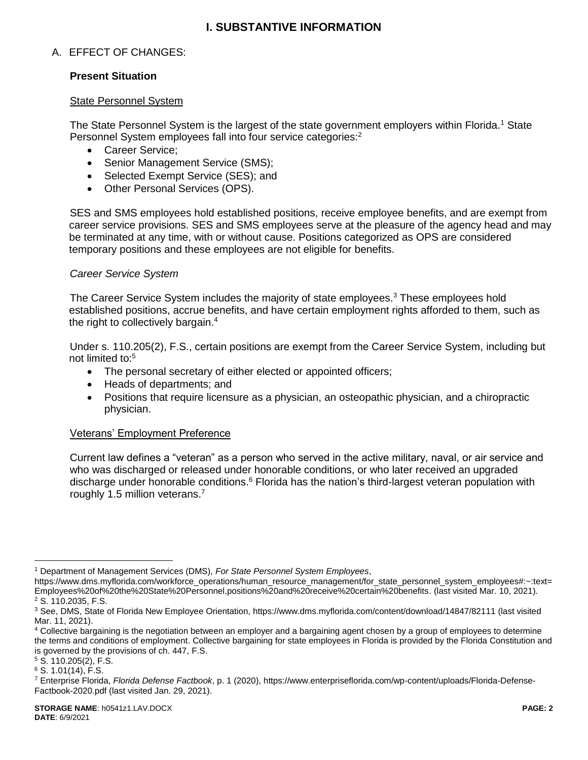# I. SUBSTANTIVE INFORMATION

A. EFFECT OF CHANGES:

**Present Situation**

State Personnel System

The State Personnel System is the largest of the state government employers within Florida.[1] State Personnel System employees fall into four service categories:[2]

- Career Service;
- Senior Management Service (SMS);
- Selected Exempt Service (SES); and
- Other Personal Services (OPS).

SES and SMS employees hold established positions, receive employee benefits, and are exempt from career service provisions. SES and SMS employees serve at the pleasure of the agency head and may be terminated at any time, with or without cause. Positions categorized as OPS are considered temporary positions and these employees are not eligible for benefits.

*Career Service System*

The Career Service System includes the majority of state employees.[3] These employees hold established positions, accrue benefits, and have certain employment rights afforded to them, such as the right to collectively bargain.[4]

Under s. 110.205(2), F.S., certain positions are exempt from the Career Service System, including but not limited to:[5]

- The personal secretary of either elected or appointed officers;
- Heads of departments; and
- Positions that require licensure as a physician, an osteopathic physician, and a chiropractic physician.

Veterans' Employment Preference

Current law defines a "veteran" as a person who served in the active military, naval, or air service and who was discharged or released under honorable conditions, or who later received an upgraded discharge under honorable conditions.[6] Florida has the nation's third-largest veteran population with roughly 1.5 million veterans.[7]

---

[1] Department of Management Services (DMS), *For State Personnel System Employees*, https://www.dms.myflorida.com/workforce_operations/human_resource_management/for_state_personnel_system_employees#:~:text=Employees%20of%20the%20State%20Personnel,positions%20and%20receive%20certain%20benefits. (last visited Mar. 10, 2021).

[2] S. 110.2035, F.S.

[3] See, DMS, State of Florida New Employee Orientation, https://www.dms.myflorida.com/content/download/14847/82111 (last visited Mar. 11, 2021).

[4] Collective bargaining is the negotiation between an employer and a bargaining agent chosen by a group of employees to determine the terms and conditions of employment. Collective bargaining for state employees in Florida is provided by the Florida Constitution and is governed by the provisions of ch. 447, F.S.

[5] S. 110.205(2), F.S.

[6] S. 1.01(14), F.S.

[7] Enterprise Florida, *Florida Defense Factbook*, p. 1 (2020), https://www.enterpriseflorida.com/wp-content/uploads/Florida-Defense-Factbook-2020.pdf (last visited Jan. 29, 2021).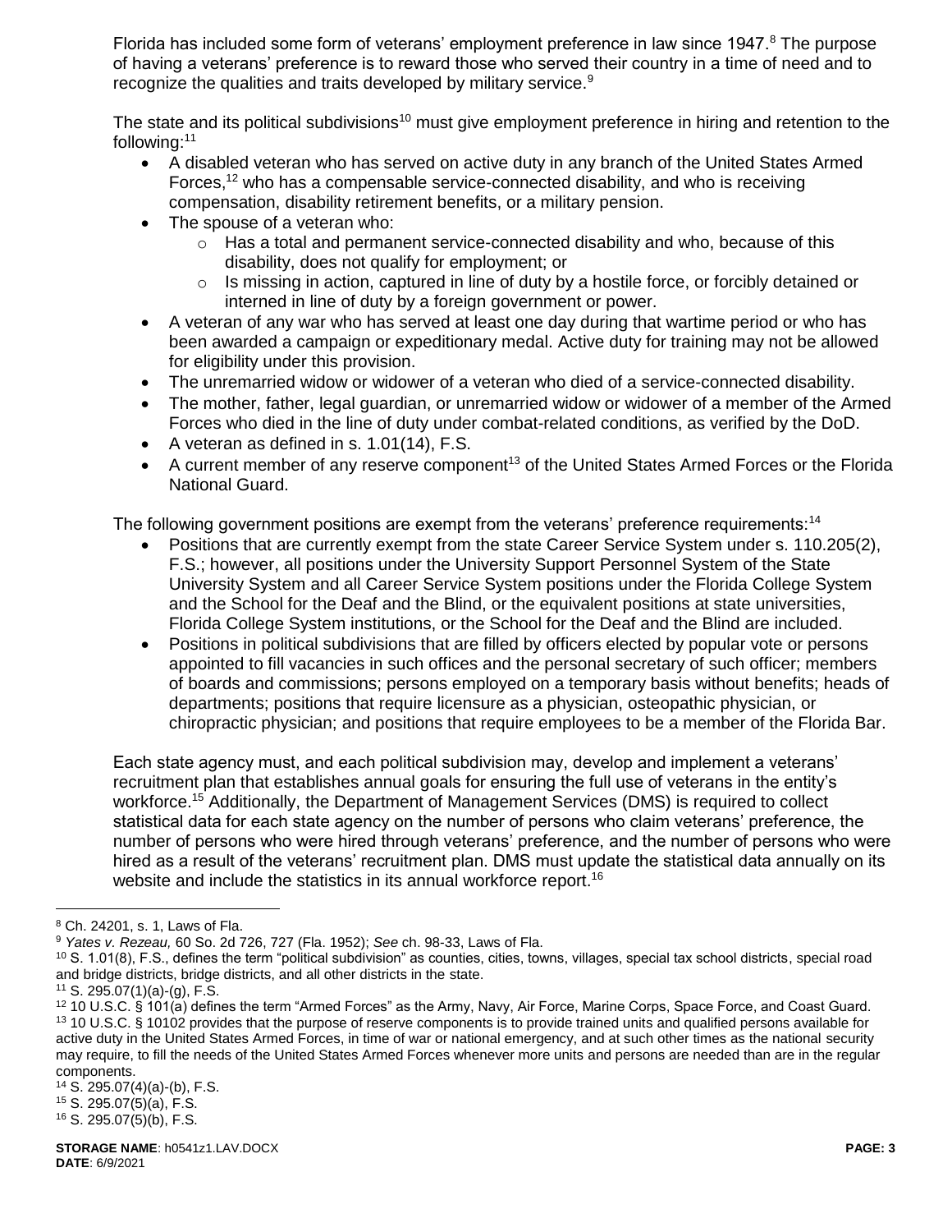Florida has included some form of veterans' employment preference in law since 1947.[8] The purpose of having a veterans' preference is to reward those who served their country in a time of need and to recognize the qualities and traits developed by military service.[9]

The state and its political subdivisions[10] must give employment preference in hiring and retention to the following:[11]

- A disabled veteran who has served on active duty in any branch of the United States Armed Forces,[12] who has a compensable service-connected disability, and who is receiving compensation, disability retirement benefits, or a military pension.
- The spouse of a veteran who:
  - Has a total and permanent service-connected disability and who, because of this disability, does not qualify for employment; or
  - Is missing in action, captured in line of duty by a hostile force, or forcibly detained or interned in line of duty by a foreign government or power.
- A veteran of any war who has served at least one day during that wartime period or who has been awarded a campaign or expeditionary medal. Active duty for training may not be allowed for eligibility under this provision.
- The unremarried widow or widower of a veteran who died of a service-connected disability.
- The mother, father, legal guardian, or unremarried widow or widower of a member of the Armed Forces who died in the line of duty under combat-related conditions, as verified by the DoD.
- A veteran as defined in s. 1.01(14), F.S.
- A current member of any reserve component[13] of the United States Armed Forces or the Florida National Guard.

The following government positions are exempt from the veterans' preference requirements:[14]

- Positions that are currently exempt from the state Career Service System under s. 110.205(2), F.S.; however, all positions under the University Support Personnel System of the State University System and all Career Service System positions under the Florida College System and the School for the Deaf and the Blind, or the equivalent positions at state universities, Florida College System institutions, or the School for the Deaf and the Blind are included.
- Positions in political subdivisions that are filled by officers elected by popular vote or persons appointed to fill vacancies in such offices and the personal secretary of such officer; members of boards and commissions; persons employed on a temporary basis without benefits; heads of departments; positions that require licensure as a physician, osteopathic physician, or chiropractic physician; and positions that require employees to be a member of the Florida Bar.

Each state agency must, and each political subdivision may, develop and implement a veterans' recruitment plan that establishes annual goals for ensuring the full use of veterans in the entity's workforce.[15] Additionally, the Department of Management Services (DMS) is required to collect statistical data for each state agency on the number of persons who claim veterans' preference, the number of persons who were hired through veterans' preference, and the number of persons who were hired as a result of the veterans' recruitment plan. DMS must update the statistical data annually on its website and include the statistics in its annual workforce report.[16]

---

[8] Ch. 24201, s. 1, Laws of Fla.

[9] *Yates v. Rezeau,* 60 So. 2d 726, 727 (Fla. 1952); *See* ch. 98-33, Laws of Fla.

[10] S. 1.01(8), F.S., defines the term "political subdivision" as counties, cities, towns, villages, special tax school districts, special road and bridge districts, bridge districts, and all other districts in the state.

[11] S. 295.07(1)(a)-(g), F.S.

[12] 10 U.S.C. § 101(a) defines the term "Armed Forces" as the Army, Navy, Air Force, Marine Corps, Space Force, and Coast Guard.

[13] 10 U.S.C. § 10102 provides that the purpose of reserve components is to provide trained units and qualified persons available for active duty in the United States Armed Forces, in time of war or national emergency, and at such other times as the national security may require, to fill the needs of the United States Armed Forces whenever more units and persons are needed than are in the regular components.

[14] S. 295.07(4)(a)-(b), F.S.

[15] S. 295.07(5)(a), F.S.

[16] S. 295.07(5)(b), F.S.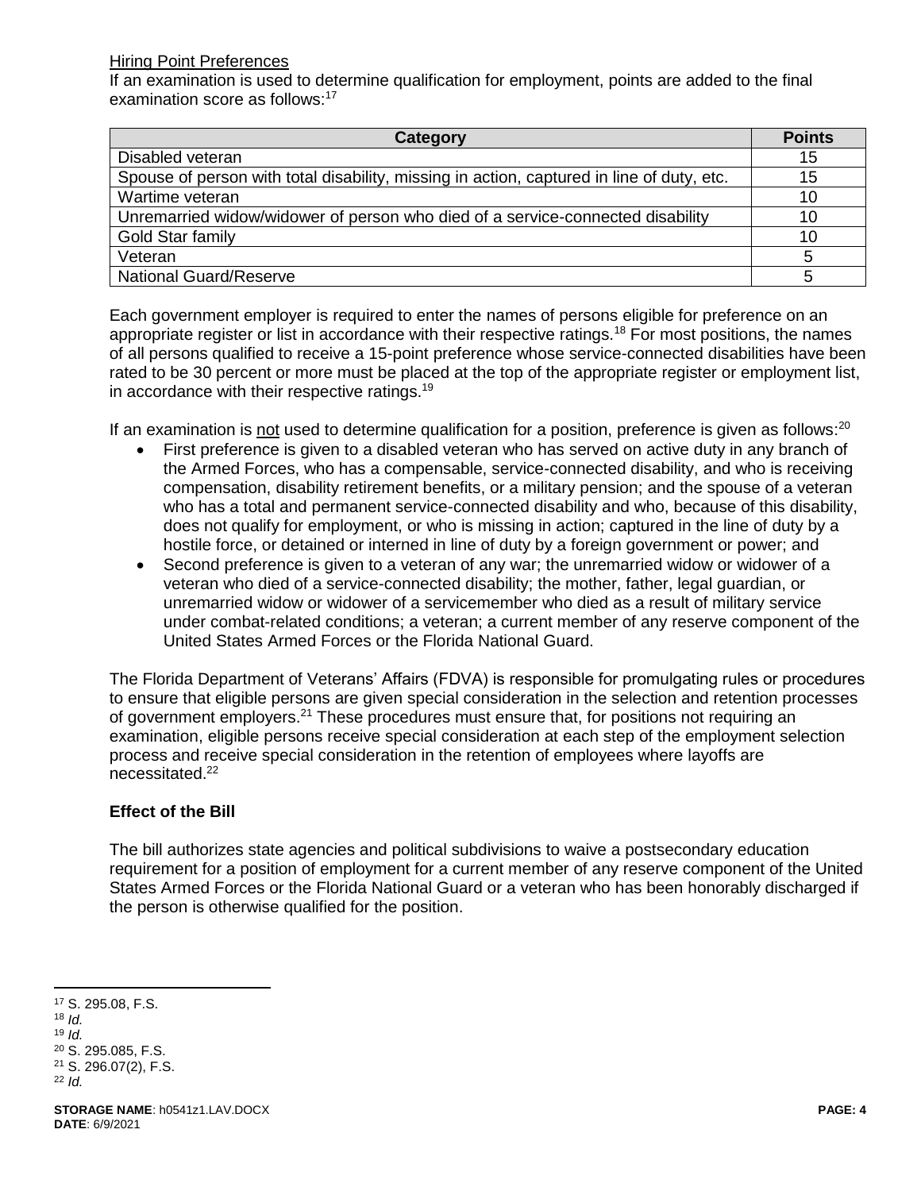Hiring Point Preferences

If an examination is used to determine qualification for employment, points are added to the final examination score as follows:[17]

| Category | Points |
|---|---|
| Disabled veteran | 15 |
| Spouse of person with total disability, missing in action, captured in line of duty, etc. | 15 |
| Wartime veteran | 10 |
| Unremarried widow/widower of person who died of a service-connected disability | 10 |
| Gold Star family | 10 |
| Veteran | 5 |
| National Guard/Reserve | 5 |

Each government employer is required to enter the names of persons eligible for preference on an appropriate register or list in accordance with their respective ratings.[18] For most positions, the names of all persons qualified to receive a 15-point preference whose service-connected disabilities have been rated to be 30 percent or more must be placed at the top of the appropriate register or employment list, in accordance with their respective ratings.[19]

If an examination is not used to determine qualification for a position, preference is given as follows:[20]

- First preference is given to a disabled veteran who has served on active duty in any branch of the Armed Forces, who has a compensable, service-connected disability, and who is receiving compensation, disability retirement benefits, or a military pension; and the spouse of a veteran who has a total and permanent service-connected disability and who, because of this disability, does not qualify for employment, or who is missing in action; captured in the line of duty by a hostile force, or detained or interned in line of duty by a foreign government or power; and
- Second preference is given to a veteran of any war; the unremarried widow or widower of a veteran who died of a service-connected disability; the mother, father, legal guardian, or unremarried widow or widower of a servicemember who died as a result of military service under combat-related conditions; a veteran; a current member of any reserve component of the United States Armed Forces or the Florida National Guard.

The Florida Department of Veterans' Affairs (FDVA) is responsible for promulgating rules or procedures to ensure that eligible persons are given special consideration in the selection and retention processes of government employers.[21] These procedures must ensure that, for positions not requiring an examination, eligible persons receive special consideration at each step of the employment selection process and receive special consideration in the retention of employees where layoffs are necessitated.[22]

### Effect of the Bill

The bill authorizes state agencies and political subdivisions to waive a postsecondary education requirement for a position of employment for a current member of any reserve component of the United States Armed Forces or the Florida National Guard or a veteran who has been honorably discharged if the person is otherwise qualified for the position.

---

[17] S. 295.08, F.S.
[18] *Id.*
[19] *Id.*
[20] S. 295.085, F.S.
[21] S. 296.07(2), F.S.
[22] *Id.*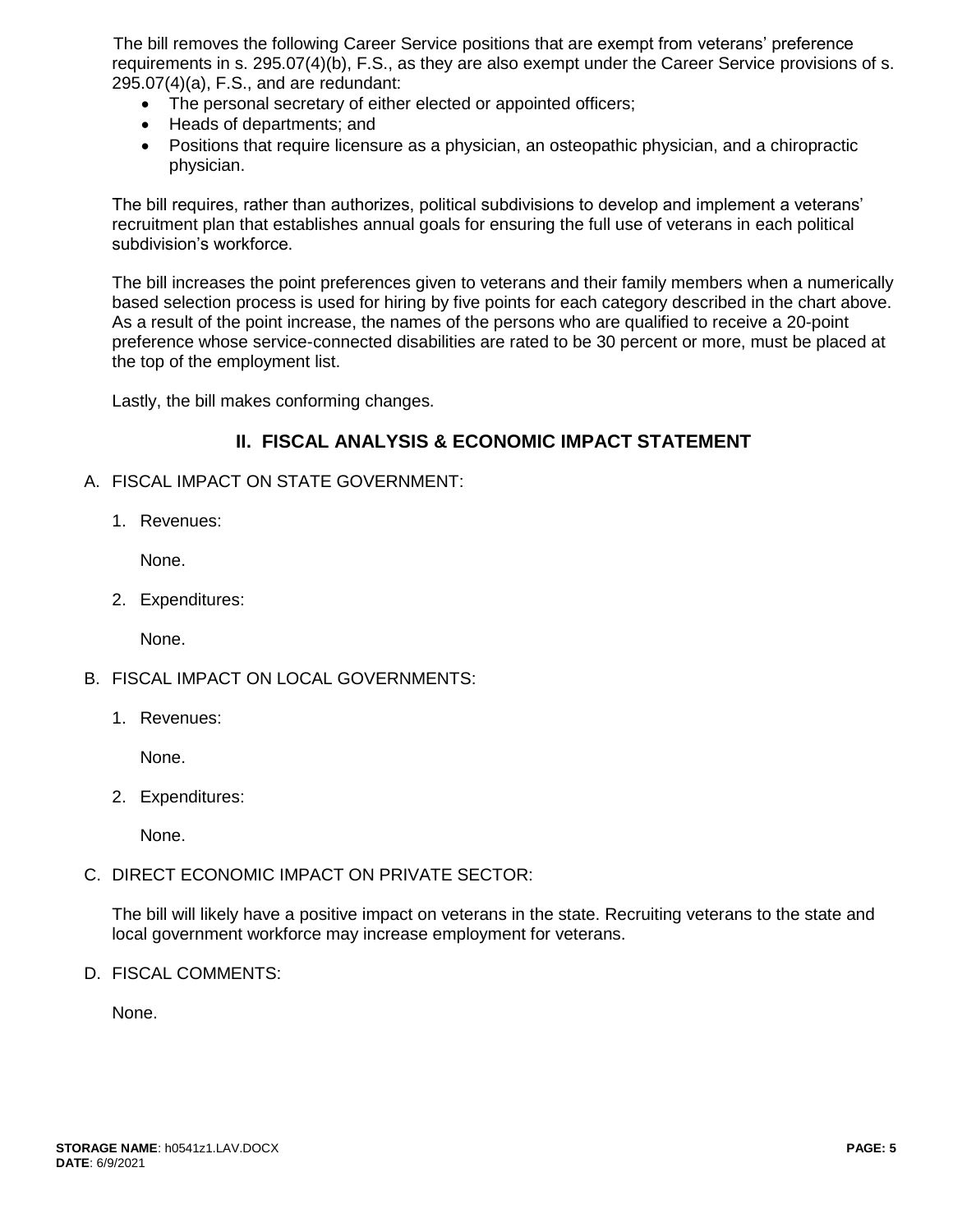The bill removes the following Career Service positions that are exempt from veterans' preference requirements in s. 295.07(4)(b), F.S., as they are also exempt under the Career Service provisions of s. 295.07(4)(a), F.S., and are redundant:

- The personal secretary of either elected or appointed officers;
- Heads of departments; and
- Positions that require licensure as a physician, an osteopathic physician, and a chiropractic physician.

The bill requires, rather than authorizes, political subdivisions to develop and implement a veterans' recruitment plan that establishes annual goals for ensuring the full use of veterans in each political subdivision's workforce.

The bill increases the point preferences given to veterans and their family members when a numerically based selection process is used for hiring by five points for each category described in the chart above. As a result of the point increase, the names of the persons who are qualified to receive a 20-point preference whose service-connected disabilities are rated to be 30 percent or more, must be placed at the top of the employment list.

Lastly, the bill makes conforming changes.

## II. FISCAL ANALYSIS & ECONOMIC IMPACT STATEMENT

A. FISCAL IMPACT ON STATE GOVERNMENT:

1. Revenues:

   None.

2. Expenditures:

   None.

B. FISCAL IMPACT ON LOCAL GOVERNMENTS:

1. Revenues:

   None.

2. Expenditures:

   None.

C. DIRECT ECONOMIC IMPACT ON PRIVATE SECTOR:

The bill will likely have a positive impact on veterans in the state. Recruiting veterans to the state and local government workforce may increase employment for veterans.

D. FISCAL COMMENTS:

None.